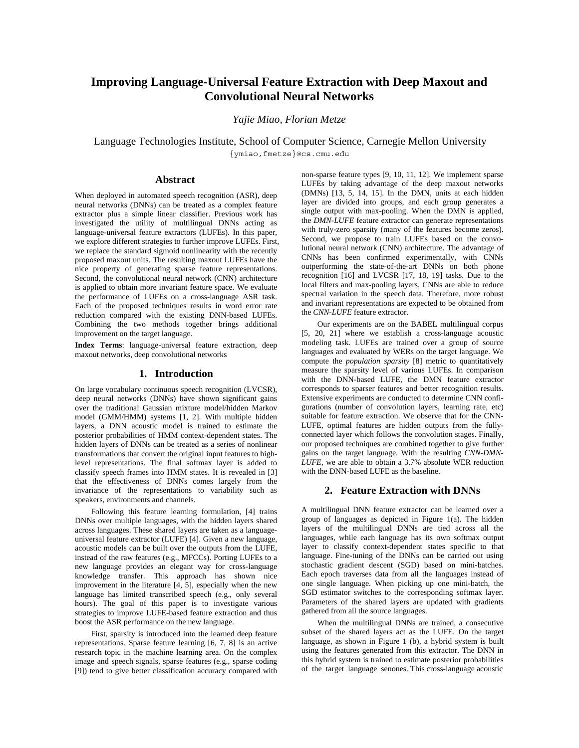# Improving Language-Universal Feature Extraction with Deep Maxout and Convolutional Neural Networks

*Yajie Miao, Florian Metze*

Language Technologies Institute, School of Computer Science, Carnegie Mellon University

{ymiao,fmetze}@cs.cmu.edu

## Abstract

When deployed in automated speech recognition (ASR), deep neural networks (DNNs) can be treated as a complex feature extractor plus a simple linear classifier. Previous work has investigated the utility of multilingual DNNs acting as language-universal feature extractors (LUFEs). In this paper, we explore different strategies to further improve LUFEs. First, we replace the standard sigmoid nonlinearity with the recently proposed maxout units. The resulting maxout LUFEs have the nice property of generating sparse feature representations. Second, the convolutional neural network (CNN) architecture is applied to obtain more invariant feature space. We evaluate the performance of LUFEs on a cross-language ASR task. Each of the proposed techniques results in word error rate reduction compared with the existing DNN-based LUFEs. Combining the two methods together brings additional improvement on the target language.

**Index Terms**: language-universal feature extraction, deep maxout networks, deep convolutional networks

## 1. Introduction

On large vocabulary continuous speech recognition (LVCSR), deep neural networks (DNNs) have shown significant gains over the traditional Gaussian mixture model/hidden Markov model (GMM/HMM) systems [1, 2]. With multiple hidden layers, a DNN acoustic model is trained to estimate the posterior probabilities of HMM context-dependent states. The hidden layers of DNNs can be treated as a series of nonlinear transformations that convert the original input features to high-level representations. The final softmax layer is added to classify speech frames into HMM states. It is revealed in [3] that the effectiveness of DNNs comes largely from the invariance of the representations to variability such as speakers, environments and channels.

Following this feature learning formulation, [4] trains DNNs over multiple languages, with the hidden layers shared across languages. These shared layers are taken as a language-universal feature extractor (LUFE) [4]. Given a new language, acoustic models can be built over the outputs from the LUFE, instead of the raw features (e.g., MFCCs). Porting LUFEs to a new language provides an elegant way for cross-language knowledge transfer. This approach has shown nice improvement in the literature [4, 5], especially when the new language has limited transcribed speech (e.g., only several hours). The goal of this paper is to investigate various strategies to improve LUFE-based feature extraction and thus boost the ASR performance on the new language.

First, sparsity is introduced into the learned deep feature representations. Sparse feature learning [6, 7, 8] is an active research topic in the machine learning area. On the complex image and speech signals, sparse features (e.g., sparse coding [9]) tend to give better classification accuracy compared with non-sparse feature types [9, 10, 11, 12]. We implement sparse LUFEs by taking advantage of the deep maxout networks (DMNs) [13, 5, 14, 15]. In the DMN, units at each hidden layer are divided into groups, and each group generates a single output with max-pooling. When the DMN is applied, the *DMN-LUFE* feature extractor can generate representations with truly-zero sparsity (many of the features become zeros). Second, we propose to train LUFEs based on the convolutional neural network (CNN) architecture. The advantage of CNNs has been confirmed experimentally, with CNNs outperforming the state-of-the-art DNNs on both phone recognition [16] and LVCSR [17, 18, 19] tasks. Due to the local filters and max-pooling layers, CNNs are able to reduce spectral variation in the speech data. Therefore, more robust and invariant representations are expected to be obtained from the *CNN-LUFE* feature extractor.

Our experiments are on the BABEL multilingual corpus [5, 20, 21] where we establish a cross-language acoustic modeling task. LUFEs are trained over a group of source languages and evaluated by WERs on the target language. We compute the *population sparsity* [8] metric to quantitatively measure the sparsity level of various LUFEs. In comparison with the DNN-based LUFE, the DMN feature extractor corresponds to sparser features and better recognition results. Extensive experiments are conducted to determine CNN configurations (number of convolution layers, learning rate, etc) suitable for feature extraction. We observe that for the CNN-LUFE, optimal features are hidden outputs from the fully-connected layer which follows the convolution stages. Finally, our proposed techniques are combined together to give further gains on the target language. With the resulting *CNN-DMN-LUFE*, we are able to obtain a 3.7% absolute WER reduction with the DNN-based LUFE as the baseline.

## 2. Feature Extraction with DNNs

A multilingual DNN feature extractor can be learned over a group of languages as depicted in Figure 1(a). The hidden layers of the multilingual DNNs are tied across all the languages, while each language has its own softmax output layer to classify context-dependent states specific to that language. Fine-tuning of the DNNs can be carried out using stochastic gradient descent (SGD) based on mini-batches. Each epoch traverses data from all the languages instead of one single language. When picking up one mini-batch, the SGD estimator switches to the corresponding softmax layer. Parameters of the shared layers are updated with gradients gathered from all the source languages.

When the multilingual DNNs are trained, a consecutive subset of the shared layers act as the LUFE. On the target language, as shown in Figure 1 (b), a hybrid system is built using the features generated from this extractor. The DNN in this hybrid system is trained to estimate posterior probabilities of the target language senones. This cross-language acoustic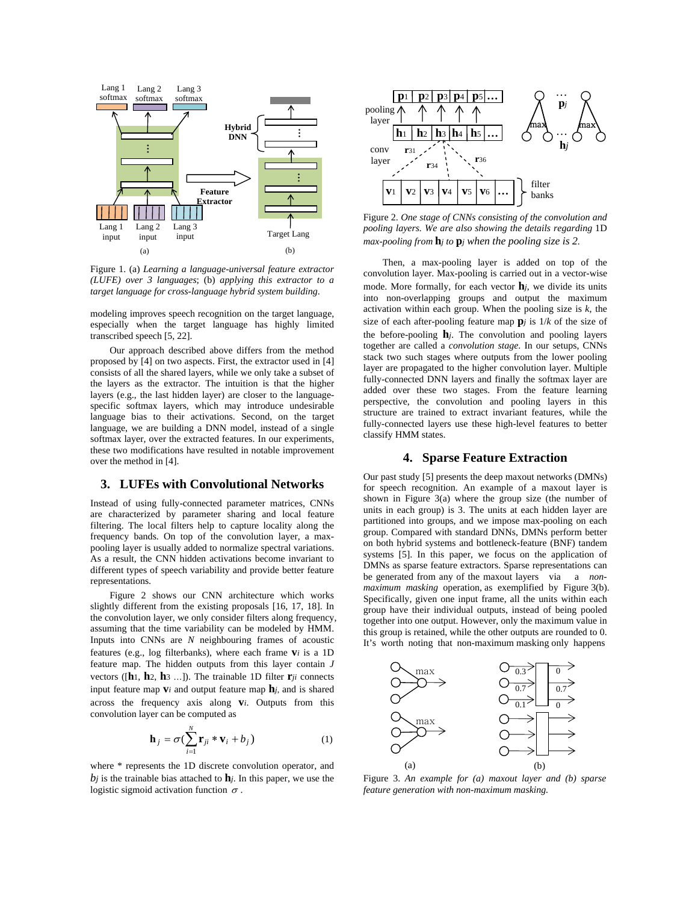Figure 1. (a) *Learning a language-universal feature extractor (LUFE) over 3 languages*; (b) *applying this extractor to a target language for cross-language hybrid system building*.

modeling improves speech recognition on the target language, especially when the target language has highly limited transcribed speech [5, 22].

Our approach described above differs from the method proposed by [4] on two aspects. First, the extractor used in [4] consists of all the shared layers, while we only take a subset of the layers as the extractor. The intuition is that the higher layers (e.g., the last hidden layer) are closer to the language-specific softmax layers, which may introduce undesirable language bias to their activations. Second, on the target language, we are building a DNN model, instead of a single softmax layer, over the extracted features. In our experiments, these two modifications have resulted in notable improvement over the method in [4].

## 3. LUFEs with Convolutional Networks

Instead of using fully-connected parameter matrices, CNNs are characterized by parameter sharing and local feature filtering. The local filters help to capture locality along the frequency bands. On top of the convolution layer, a max-pooling layer is usually added to normalize spectral variations. As a result, the CNN hidden activations become invariant to different types of speech variability and provide better feature representations.

Figure 2 shows our CNN architecture which works slightly different from the existing proposals [16, 17, 18]. In the convolution layer, we only consider filters along frequency, assuming that the time variability can be modeled by HMM. Inputs into CNNs are $N$ neighbouring frames of acoustic features (e.g., log filterbanks), where each frame $\mathbf{v}_i$ is a 1D feature map. The hidden outputs from this layer contain $J$ vectors ([$\mathbf{h}_1$, $\mathbf{h}_2$, $\mathbf{h}_3$ …]). The trainable 1D filter $\mathbf{r}_{ji}$ connects input feature map $\mathbf{v}_i$ and output feature map $\mathbf{h}_j$, and is shared across the frequency axis along $\mathbf{v}_i$. Outputs from this convolution layer can be computed as

$$\mathbf{h}_j = \sigma\left(\sum_{i=1}^{N} \mathbf{r}_{ji} * \mathbf{v}_i + b_j\right) \tag{1}$$

where * represents the 1D discrete convolution operator, and $b_j$ is the trainable bias attached to $\mathbf{h}_j$. In this paper, we use the logistic sigmoid activation function $\sigma$.

Figure 2. *One stage of CNNs consisting of the convolution and pooling layers. We are also showing the details regarding* 1D *max-pooling from* $\mathbf{h}_j$ *to* $\mathbf{p}_j$ *when the pooling size is 2.*

Then, a max-pooling layer is added on top of the convolution layer. Max-pooling is carried out in a vector-wise mode. More formally, for each vector $\mathbf{h}_j$, we divide its units into non-overlapping groups and output the maximum activation within each group. When the pooling size is $k$, the size of each after-pooling feature map $\mathbf{p}_j$ is $1/k$ of the size of the before-pooling $\mathbf{h}_j$. The convolution and pooling layers together are called a *convolution stage*. In our setups, CNNs stack two such stages where outputs from the lower pooling layer are propagated to the higher convolution layer. Multiple fully-connected DNN layers and finally the softmax layer are added over these two stages. From the feature learning perspective, the convolution and pooling layers in this structure are trained to extract invariant features, while the fully-connected layers use these high-level features to better classify HMM states.

## 4. Sparse Feature Extraction

Our past study [5] presents the deep maxout networks (DMNs) for speech recognition. An example of a maxout layer is shown in Figure 3(a) where the group size (the number of units in each group) is 3. The units at each hidden layer are partitioned into groups, and we impose max-pooling on each group. Compared with standard DNNs, DMNs perform better on both hybrid systems and bottleneck-feature (BNF) tandem systems [5]. In this paper, we focus on the application of DMNs as sparse feature extractors. Sparse representations can be generated from any of the maxout layers via a *non-maximum masking* operation, as exemplified by Figure 3(b). Specifically, given one input frame, all the units within each group have their individual outputs, instead of being pooled together into one output. However, only the maximum value in this group is retained, while the other outputs are rounded to 0. It's worth noting that non-maximum masking only happens

Figure 3. *An example for (a) maxout layer and (b) sparse feature generation with non-maximum masking.*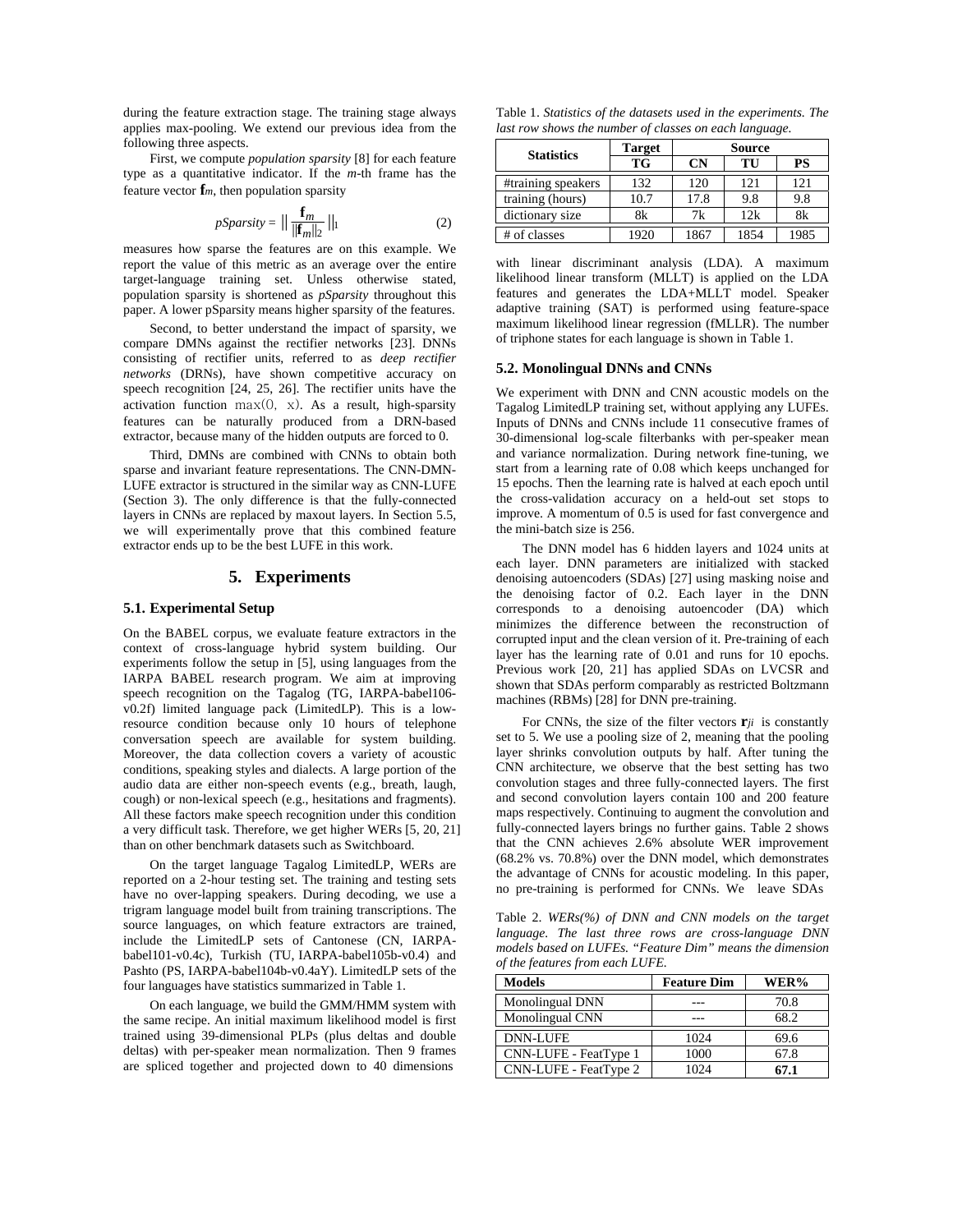during the feature extraction stage. The training stage always applies max-pooling. We extend our previous idea from the following three aspects.

First, we compute *population sparsity* [8] for each feature type as a quantitative indicator. If the *m*-th frame has the feature vector $\mathbf{f}_m$, then population sparsity

$$pSparsity = \left\| \frac{\mathbf{f}_m}{\|\mathbf{f}_m\|_2} \right\|_1 \tag{2}$$

measures how sparse the features are on this example. We report the value of this metric as an average over the entire target-language training set. Unless otherwise stated, population sparsity is shortened as *pSparsity* throughout this paper. A lower pSparsity means higher sparsity of the features.

Second, to better understand the impact of sparsity, we compare DMNs against the rectifier networks [23]. DNNs consisting of rectifier units, referred to as *deep rectifier networks* (DRNs), have shown competitive accuracy on speech recognition [24, 25, 26]. The rectifier units have the activation function $\max(0, x)$. As a result, high-sparsity features can be naturally produced from a DRN-based extractor, because many of the hidden outputs are forced to 0.

Third, DMNs are combined with CNNs to obtain both sparse and invariant feature representations. The CNN-DMN-LUFE extractor is structured in the similar way as CNN-LUFE (Section 3). The only difference is that the fully-connected layers in CNNs are replaced by maxout layers. In Section 5.5, we will experimentally prove that this combined feature extractor ends up to be the best LUFE in this work.

# 5. Experiments

## 5.1. Experimental Setup

On the BABEL corpus, we evaluate feature extractors in the context of cross-language hybrid system building. Our experiments follow the setup in [5], using languages from the IARPA BABEL research program. We aim at improving speech recognition on the Tagalog (TG, IARPA-babel106-v0.2f) limited language pack (LimitedLP). This is a low-resource condition because only 10 hours of telephone conversation speech are available for system building. Moreover, the data collection covers a variety of acoustic conditions, speaking styles and dialects. A large portion of the audio data are either non-speech events (e.g., breath, laugh, cough) or non-lexical speech (e.g., hesitations and fragments). All these factors make speech recognition under this condition a very difficult task. Therefore, we get higher WERs [5, 20, 21] than on other benchmark datasets such as Switchboard.

On the target language Tagalog LimitedLP, WERs are reported on a 2-hour testing set. The training and testing sets have no over-lapping speakers. During decoding, we use a trigram language model built from training transcriptions. The source languages, on which feature extractors are trained, include the LimitedLP sets of Cantonese (CN, IARPA-babel101-v0.4c), Turkish (TU, IARPA-babel105b-v0.4) and Pashto (PS, IARPA-babel104b-v0.4aY). LimitedLP sets of the four languages have statistics summarized in Table 1.

On each language, we build the GMM/HMM system with the same recipe. An initial maximum likelihood model is first trained using 39-dimensional PLPs (plus deltas and double deltas) with per-speaker mean normalization. Then 9 frames are spliced together and projected down to 40 dimensions with linear discriminant analysis (LDA). A maximum likelihood linear transform (MLLT) is applied on the LDA features and generates the LDA+MLLT model. Speaker adaptive training (SAT) is performed using feature-space maximum likelihood linear regression (fMLLR). The number of triphone states for each language is shown in Table 1.

Table 1. *Statistics of the datasets used in the experiments. The last row shows the number of classes on each language.*

| Statistics | Target | Source | | |
|---|---|---|---|---|
| | TG | CN | TU | PS |
| #training speakers | 132 | 120 | 121 | 121 |
| training (hours) | 10.7 | 17.8 | 9.8 | 9.8 |
| dictionary size | 8k | 7k | 12k | 8k |
| # of classes | 1920 | 1867 | 1854 | 1985 |

## 5.2. Monolingual DNNs and CNNs

We experiment with DNN and CNN acoustic models on the Tagalog LimitedLP training set, without applying any LUFEs. Inputs of DNNs and CNNs include 11 consecutive frames of 30-dimensional log-scale filterbanks with per-speaker mean and variance normalization. During network fine-tuning, we start from a learning rate of 0.08 which keeps unchanged for 15 epochs. Then the learning rate is halved at each epoch until the cross-validation accuracy on a held-out set stops to improve. A momentum of 0.5 is used for fast convergence and the mini-batch size is 256.

The DNN model has 6 hidden layers and 1024 units at each layer. DNN parameters are initialized with stacked denoising autoencoders (SDAs) [27] using masking noise and the denoising factor of 0.2. Each layer in the DNN corresponds to a denoising autoencoder (DA) which minimizes the difference between the reconstruction of corrupted input and the clean version of it. Pre-training of each layer has the learning rate of 0.01 and runs for 10 epochs. Previous work [20, 21] has applied SDAs on LVCSR and shown that SDAs perform comparably as restricted Boltzmann machines (RBMs) [28] for DNN pre-training.

For CNNs, the size of the filter vectors $\mathbf{r}_{ji}$ is constantly set to 5. We use a pooling size of 2, meaning that the pooling layer shrinks convolution outputs by half. After tuning the CNN architecture, we observe that the best setting has two convolution stages and three fully-connected layers. The first and second convolution layers contain 100 and 200 feature maps respectively. Continuing to augment the convolution and fully-connected layers brings no further gains. Table 2 shows that the CNN achieves 2.6% absolute WER improvement (68.2% vs. 70.8%) over the DNN model, which demonstrates the advantage of CNNs for acoustic modeling. In this paper, no pre-training is performed for CNNs. We leave SDAs

Table 2. *WERs(%) of DNN and CNN models on the target language. The last three rows are cross-language DNN models based on LUFEs. "Feature Dim" means the dimension of the features from each LUFE.*

| Models | Feature Dim | WER% |
|---|---|---|
| Monolingual DNN | --- | 70.8 |
| Monolingual CNN | --- | 68.2 |
| DNN-LUFE | 1024 | 69.6 |
| CNN-LUFE - FeatType 1 | 1000 | 67.8 |
| CNN-LUFE - FeatType 2 | 1024 | **67.1** |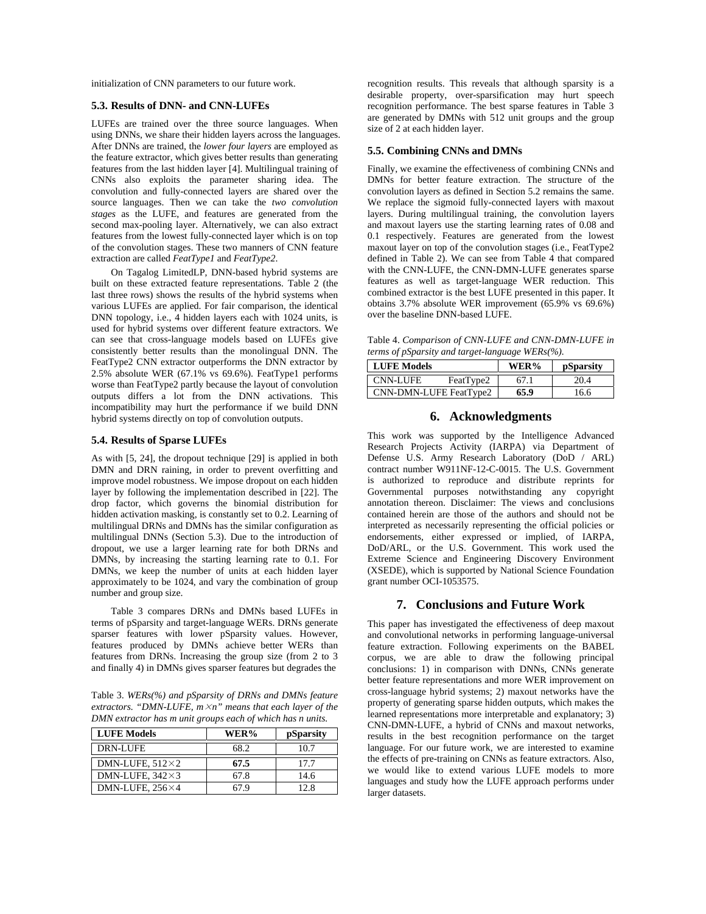initialization of CNN parameters to our future work.

### 5.3. Results of DNN- and CNN-LUFEs

LUFEs are trained over the three source languages. When using DNNs, we share their hidden layers across the languages. After DNNs are trained, the *lower four layers* are employed as the feature extractor, which gives better results than generating features from the last hidden layer [4]. Multilingual training of CNNs also exploits the parameter sharing idea. The convolution and fully-connected layers are shared over the source languages. Then we can take the *two convolution stages* as the LUFE, and features are generated from the second max-pooling layer. Alternatively, we can also extract features from the lowest fully-connected layer which is on top of the convolution stages. These two manners of CNN feature extraction are called *FeatType1* and *FeatType2*.

On Tagalog LimitedLP, DNN-based hybrid systems are built on these extracted feature representations. Table 2 (the last three rows) shows the results of the hybrid systems when various LUFEs are applied. For fair comparison, the identical DNN topology, i.e., 4 hidden layers each with 1024 units, is used for hybrid systems over different feature extractors. We can see that cross-language models based on LUFEs give consistently better results than the monolingual DNN. The FeatType2 CNN extractor outperforms the DNN extractor by 2.5% absolute WER (67.1% vs 69.6%). FeatType1 performs worse than FeatType2 partly because the layout of convolution outputs differs a lot from the DNN activations. This incompatibility may hurt the performance if we build DNN hybrid systems directly on top of convolution outputs.

### 5.4. Results of Sparse LUFEs

As with [5, 24], the dropout technique [29] is applied in both DMN and DRN raining, in order to prevent overfitting and improve model robustness. We impose dropout on each hidden layer by following the implementation described in [22]. The drop factor, which governs the binomial distribution for hidden activation masking, is constantly set to 0.2. Learning of multilingual DRNs and DMNs has the similar configuration as multilingual DNNs (Section 5.3). Due to the introduction of dropout, we use a larger learning rate for both DRNs and DMNs, by increasing the starting learning rate to 0.1. For DMNs, we keep the number of units at each hidden layer approximately to be 1024, and vary the combination of group number and group size.

Table 3 compares DRNs and DMNs based LUFEs in terms of pSparsity and target-language WERs. DRNs generate sparser features with lower pSparsity values. However, features produced by DMNs achieve better WERs than features from DRNs. Increasing the group size (from 2 to 3 and finally 4) in DMNs gives sparser features but degrades the recognition results. This reveals that although sparsity is a desirable property, over-sparsification may hurt speech recognition performance. The best sparse features in Table 3 are generated by DMNs with 512 unit groups and the group size of 2 at each hidden layer.

Table 3. *WERs(%) and pSparsity of DRNs and DMNs feature extractors. "DMN-LUFE, m×n" means that each layer of the DMN extractor has m unit groups each of which has n units.*

| LUFE Models | WER% | pSparsity |
|---|---|---|
| DRN-LUFE | 68.2 | 10.7 |
| DMN-LUFE, 512×2 | **67.5** | 17.7 |
| DMN-LUFE, 342×3 | 67.8 | 14.6 |
| DMN-LUFE, 256×4 | 67.9 | 12.8 |

### 5.5. Combining CNNs and DMNs

Finally, we examine the effectiveness of combining CNNs and DMNs for better feature extraction. The structure of the convolution layers as defined in Section 5.2 remains the same. We replace the sigmoid fully-connected layers with maxout layers. During multilingual training, the convolution layers and maxout layers use the starting learning rates of 0.08 and 0.1 respectively. Features are generated from the lowest maxout layer on top of the convolution stages (i.e., FeatType2 defined in Table 2). We can see from Table 4 that compared with the CNN-LUFE, the CNN-DMN-LUFE generates sparse features as well as target-language WER reduction. This combined extractor is the best LUFE presented in this paper. It obtains 3.7% absolute WER improvement (65.9% vs 69.6%) over the baseline DNN-based LUFE.

Table 4. *Comparison of CNN-LUFE and CNN-DMN-LUFE in terms of pSparsity and target-language WERs(%).*

| LUFE Models | WER% | pSparsity |
|---|---|---|
| CNN-LUFE FeatType2 | 67.1 | 20.4 |
| CNN-DMN-LUFE FeatType2 | **65.9** | 16.6 |

## 6. Acknowledgments

This work was supported by the Intelligence Advanced Research Projects Activity (IARPA) via Department of Defense U.S. Army Research Laboratory (DoD / ARL) contract number W911NF-12-C-0015. The U.S. Government is authorized to reproduce and distribute reprints for Governmental purposes notwithstanding any copyright annotation thereon. Disclaimer: The views and conclusions contained herein are those of the authors and should not be interpreted as necessarily representing the official policies or endorsements, either expressed or implied, of IARPA, DoD/ARL, or the U.S. Government. This work used the Extreme Science and Engineering Discovery Environment (XSEDE), which is supported by National Science Foundation grant number OCI-1053575.

## 7. Conclusions and Future Work

This paper has investigated the effectiveness of deep maxout and convolutional networks in performing language-universal feature extraction. Following experiments on the BABEL corpus, we are able to draw the following principal conclusions: 1) in comparison with DNNs, CNNs generate better feature representations and more WER improvement on cross-language hybrid systems; 2) maxout networks have the property of generating sparse hidden outputs, which makes the learned representations more interpretable and explanatory; 3) CNN-DMN-LUFE, a hybrid of CNNs and maxout networks, results in the best recognition performance on the target language. For our future work, we are interested to examine the effects of pre-training on CNNs as feature extractors. Also, we would like to extend various LUFE models to more languages and study how the LUFE approach performs under larger datasets.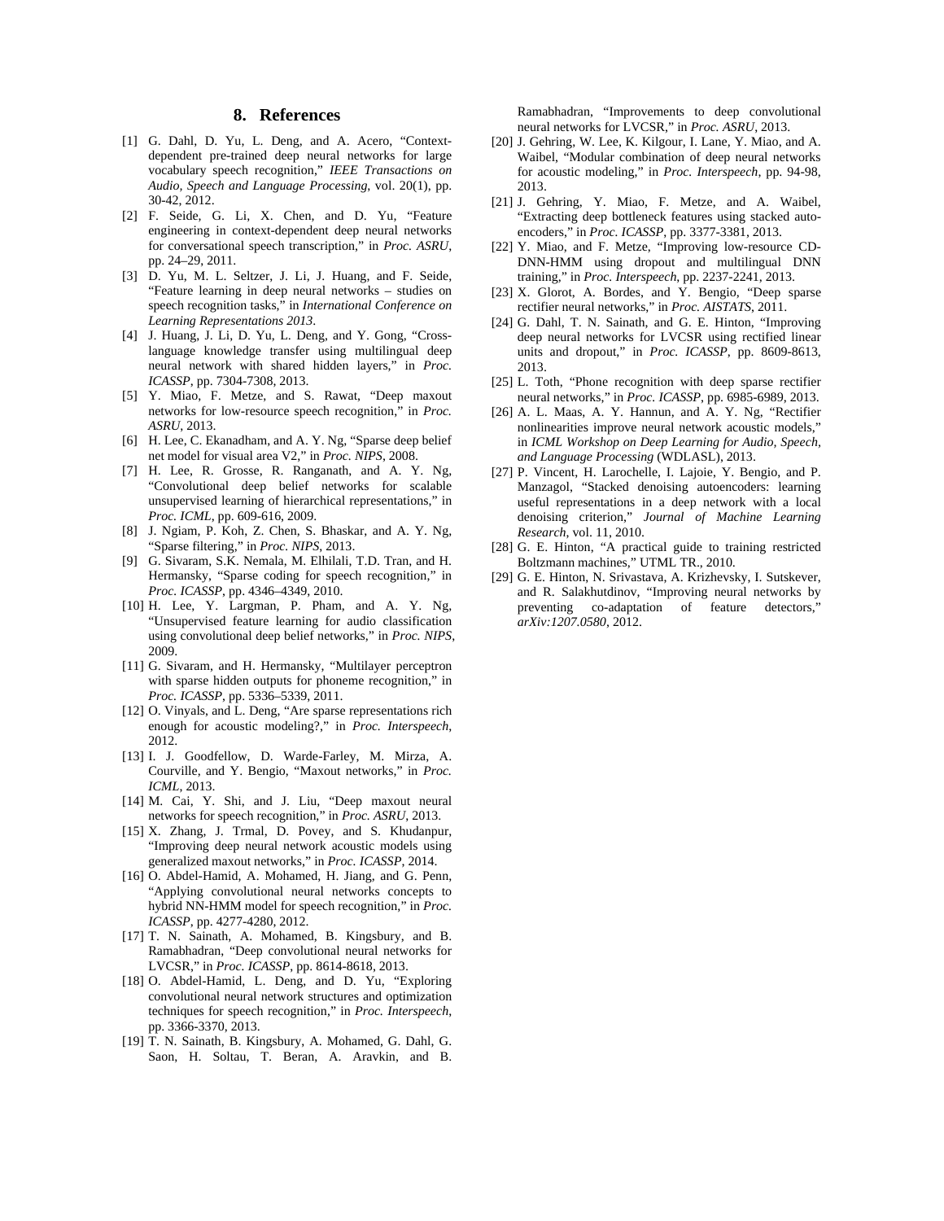## 8. References

[1] G. Dahl, D. Yu, L. Deng, and A. Acero, "Context-dependent pre-trained deep neural networks for large vocabulary speech recognition," *IEEE Transactions on Audio, Speech and Language Processing*, vol. 20(1), pp. 30-42, 2012.

[2] F. Seide, G. Li, X. Chen, and D. Yu, "Feature engineering in context-dependent deep neural networks for conversational speech transcription," in *Proc. ASRU*, pp. 24–29, 2011.

[3] D. Yu, M. L. Seltzer, J. Li, J. Huang, and F. Seide, "Feature learning in deep neural networks – studies on speech recognition tasks," in *International Conference on Learning Representations 2013*.

[4] J. Huang, J. Li, D. Yu, L. Deng, and Y. Gong, "Cross-language knowledge transfer using multilingual deep neural network with shared hidden layers," in *Proc. ICASSP*, pp. 7304-7308, 2013.

[5] Y. Miao, F. Metze, and S. Rawat, "Deep maxout networks for low-resource speech recognition," in *Proc. ASRU*, 2013.

[6] H. Lee, C. Ekanadham, and A. Y. Ng, "Sparse deep belief net model for visual area V2," in *Proc. NIPS*, 2008.

[7] H. Lee, R. Grosse, R. Ranganath, and A. Y. Ng, "Convolutional deep belief networks for scalable unsupervised learning of hierarchical representations," in *Proc. ICML*, pp. 609-616, 2009.

[8] J. Ngiam, P. Koh, Z. Chen, S. Bhaskar, and A. Y. Ng, "Sparse filtering," in *Proc. NIPS*, 2013.

[9] G. Sivaram, S.K. Nemala, M. Elhilali, T.D. Tran, and H. Hermansky, "Sparse coding for speech recognition," in *Proc. ICASSP*, pp. 4346–4349, 2010.

[10] H. Lee, Y. Largman, P. Pham, and A. Y. Ng, "Unsupervised feature learning for audio classification using convolutional deep belief networks," in *Proc. NIPS*, 2009.

[11] G. Sivaram, and H. Hermansky, "Multilayer perceptron with sparse hidden outputs for phoneme recognition," in *Proc. ICASSP*, pp. 5336–5339, 2011.

[12] O. Vinyals, and L. Deng, "Are sparse representations rich enough for acoustic modeling?," in *Proc. Interspeech*, 2012.

[13] I. J. Goodfellow, D. Warde-Farley, M. Mirza, A. Courville, and Y. Bengio, "Maxout networks," in *Proc. ICML*, 2013.

[14] M. Cai, Y. Shi, and J. Liu, "Deep maxout neural networks for speech recognition," in *Proc. ASRU*, 2013.

[15] X. Zhang, J. Trmal, D. Povey, and S. Khudanpur, "Improving deep neural network acoustic models using generalized maxout networks," in *Proc. ICASSP*, 2014.

[16] O. Abdel-Hamid, A. Mohamed, H. Jiang, and G. Penn, "Applying convolutional neural networks concepts to hybrid NN-HMM model for speech recognition," in *Proc. ICASSP*, pp. 4277-4280, 2012.

[17] T. N. Sainath, A. Mohamed, B. Kingsbury, and B. Ramabhadran, "Deep convolutional neural networks for LVCSR," in *Proc. ICASSP*, pp. 8614-8618, 2013.

[18] O. Abdel-Hamid, L. Deng, and D. Yu, "Exploring convolutional neural network structures and optimization techniques for speech recognition," in *Proc. Interspeech*, pp. 3366-3370, 2013.

[19] T. N. Sainath, B. Kingsbury, A. Mohamed, G. Dahl, G. Saon, H. Soltau, T. Beran, A. Aravkin, and B. Ramabhadran, "Improvements to deep convolutional neural networks for LVCSR," in *Proc. ASRU*, 2013.

[20] J. Gehring, W. Lee, K. Kilgour, I. Lane, Y. Miao, and A. Waibel, "Modular combination of deep neural networks for acoustic modeling," in *Proc. Interspeech*, pp. 94-98, 2013.

[21] J. Gehring, Y. Miao, F. Metze, and A. Waibel, "Extracting deep bottleneck features using stacked auto-encoders," in *Proc. ICASSP*, pp. 3377-3381, 2013.

[22] Y. Miao, and F. Metze, "Improving low-resource CD-DNN-HMM using dropout and multilingual DNN training," in *Proc. Interspeech*, pp. 2237-2241, 2013.

[23] X. Glorot, A. Bordes, and Y. Bengio, "Deep sparse rectifier neural networks," in *Proc. AISTATS*, 2011.

[24] G. Dahl, T. N. Sainath, and G. E. Hinton, "Improving deep neural networks for LVCSR using rectified linear units and dropout," in *Proc. ICASSP*, pp. 8609-8613, 2013.

[25] L. Toth, "Phone recognition with deep sparse rectifier neural networks," in *Proc. ICASSP*, pp. 6985-6989, 2013.

[26] A. L. Maas, A. Y. Hannun, and A. Y. Ng, "Rectifier nonlinearities improve neural network acoustic models," in *ICML Workshop on Deep Learning for Audio, Speech, and Language Processing* (WDLASL), 2013.

[27] P. Vincent, H. Larochelle, I. Lajoie, Y. Bengio, and P. Manzagol, "Stacked denoising autoencoders: learning useful representations in a deep network with a local denoising criterion," *Journal of Machine Learning Research*, vol. 11, 2010.

[28] G. E. Hinton, "A practical guide to training restricted Boltzmann machines," UTML TR., 2010.

[29] G. E. Hinton, N. Srivastava, A. Krizhevsky, I. Sutskever, and R. Salakhutdinov, "Improving neural networks by preventing co-adaptation of feature detectors," *arXiv:1207.0580*, 2012.